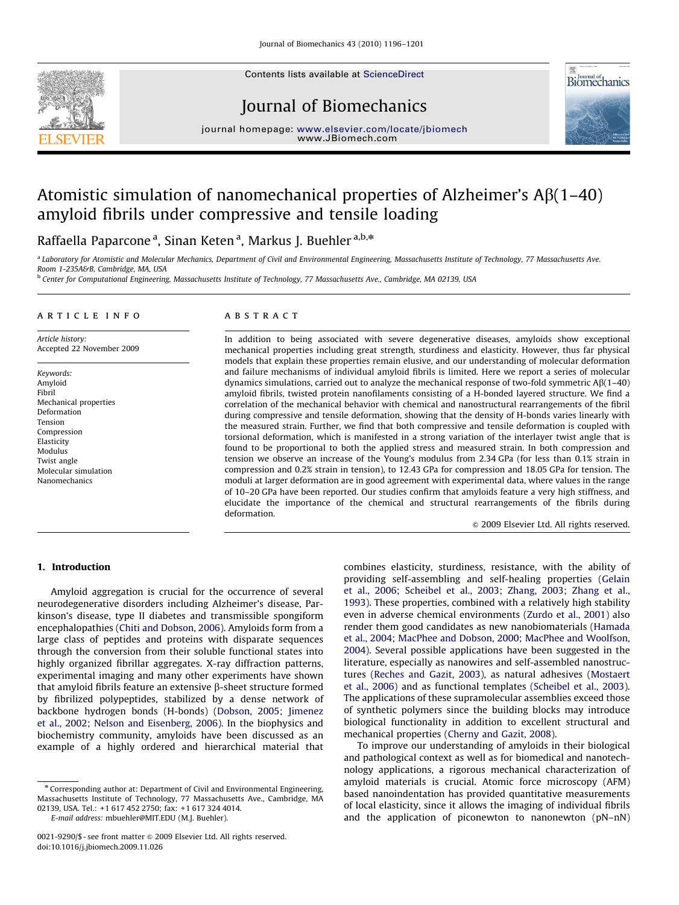# Atomistic simulation of nanomechanical properties of Alzheimer's Aβ(1–40) amyloid fibrils under compressive and tensile loading

Raffaella Paparcone [a], Sinan Keten [a], Markus J. Buehler [a,b,*]

[a] Laboratory for Atomistic and Molecular Mechanics, Department of Civil and Environmental Engineering, Massachusetts Institute of Technology, 77 Massachusetts Ave. Room 1-235A&B, Cambridge, MA, USA

[b] Center for Computational Engineering, Massachusetts Institute of Technology, 77 Massachusetts Ave., Cambridge, MA 02139, USA

## ARTICLE INFO

*Article history:*
Accepted 22 November 2009

*Keywords:*
Amyloid
Fibril
Mechanical properties
Deformation
Tension
Compression
Elasticity
Modulus
Twist angle
Molecular simulation
Nanomechanics

## ABSTRACT

In addition to being associated with severe degenerative diseases, amyloids show exceptional mechanical properties including great strength, sturdiness and elasticity. However, thus far physical models that explain these properties remain elusive, and our understanding of molecular deformation and failure mechanisms of individual amyloid fibrils is limited. Here we report a series of molecular dynamics simulations, carried out to analyze the mechanical response of two-fold symmetric Aβ(1–40) amyloid fibrils, twisted protein nanofilaments consisting of a H-bonded layered structure. We find a correlation of the mechanical behavior with chemical and nanostructural rearrangements of the fibril during compressive and tensile deformation, showing that the density of H-bonds varies linearly with the measured strain. Further, we find that both compressive and tensile deformation is coupled with torsional deformation, which is manifested in a strong variation of the interlayer twist angle that is found to be proportional to both the applied stress and measured strain. In both compression and tension we observe an increase of the Young's modulus from 2.34 GPa (for less than 0.1% strain in compression and 0.2% strain in tension), to 12.43 GPa for compression and 18.05 GPa for tension. The moduli at larger deformation are in good agreement with experimental data, where values in the range of 10–20 GPa have been reported. Our studies confirm that amyloids feature a very high stiffness, and elucidate the importance of the chemical and structural rearrangements of the fibrils during deformation.

© 2009 Elsevier Ltd. All rights reserved.

## 1. Introduction

Amyloid aggregation is crucial for the occurrence of several neurodegenerative disorders including Alzheimer's disease, Parkinson's disease, type II diabetes and transmissible spongiform encephalopathies (Chiti and Dobson, 2006). Amyloids form from a large class of peptides and proteins with disparate sequences through the conversion from their soluble functional states into highly organized fibrillar aggregates. X-ray diffraction patterns, experimental imaging and many other experiments have shown that amyloid fibrils feature an extensive β-sheet structure formed by fibrilized polypeptides, stabilized by a dense network of backbone hydrogen bonds (H-bonds) (Dobson, 2005; Jimenez et al., 2002; Nelson and Eisenberg, 2006). In the biophysics and biochemistry community, amyloids have been discussed as an example of a highly ordered and hierarchical material that combines elasticity, sturdiness, resistance, with the ability of providing self-assembling and self-healing properties (Gelain et al., 2006; Scheibel et al., 2003; Zhang, 2003; Zhang et al., 1993). These properties, combined with a relatively high stability even in adverse chemical environments (Zurdo et al., 2001) also render them good candidates as new nanobiomaterials (Hamada et al., 2004; MacPhee and Dobson, 2000; MacPhee and Woolfson, 2004). Several possible applications have been suggested in the literature, especially as nanowires and self-assembled nanostructures (Reches and Gazit, 2003), as natural adhesives (Mostaert et al., 2006) and as functional templates (Scheibel et al., 2003). The applications of these supramolecular assemblies exceed those of synthetic polymers since the building blocks may introduce biological functionality in addition to excellent structural and mechanical properties (Cherny and Gazit, 2008).

To improve our understanding of amyloids in their biological and pathological context as well as for biomedical and nanotechnology applications, a rigorous mechanical characterization of amyloid materials is crucial. Atomic force microscopy (AFM) based nanoindentation has provided quantitative measurements of local elasticity, since it allows the imaging of individual fibrils and the application of piconewton to nanonewton (pN–nN)

* Corresponding author at: Department of Civil and Environmental Engineering, Massachusetts Institute of Technology, 77 Massachusetts Ave., Cambridge, MA 02139, USA. Tel.: +1 617 452 2750; fax: +1 617 324 4014.
*E-mail address:* mbuehler@MIT.EDU (M.J. Buehler).

0021-9290/$ - see front matter © 2009 Elsevier Ltd. All rights reserved.
doi:10.1016/j.jbiomech.2009.11.026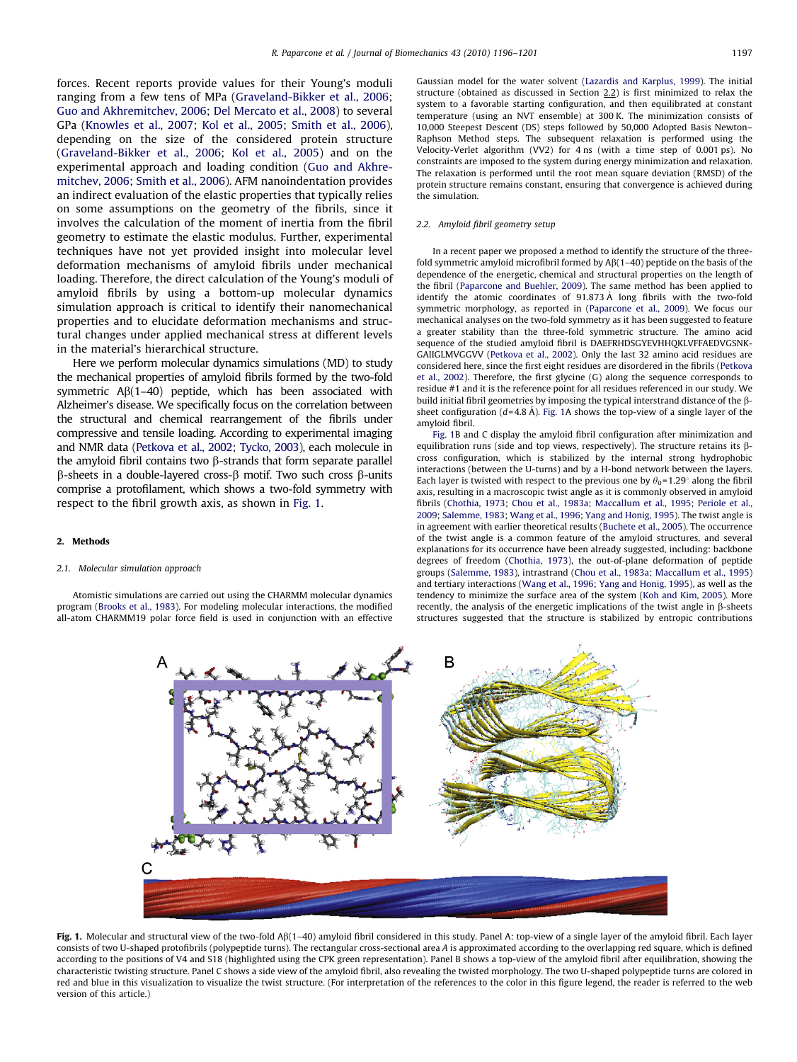forces. Recent reports provide values for their Young's moduli ranging from a few tens of MPa (Graveland-Bikker et al., 2006; Guo and Akhremitchev, 2006; Del Mercato et al., 2008) to several GPa (Knowles et al., 2007; Kol et al., 2005; Smith et al., 2006), depending on the size of the considered protein structure (Graveland-Bikker et al., 2006; Kol et al., 2005) and on the experimental approach and loading condition (Guo and Akhremitchev, 2006; Smith et al., 2006). AFM nanoindentation provides an indirect evaluation of the elastic properties that typically relies on some assumptions on the geometry of the fibrils, since it involves the calculation of the moment of inertia from the fibril geometry to estimate the elastic modulus. Further, experimental techniques have not yet provided insight into molecular level deformation mechanisms of amyloid fibrils under mechanical loading. Therefore, the direct calculation of the Young's moduli of amyloid fibrils by using a bottom-up molecular dynamics simulation approach is critical to identify their nanomechanical properties and to elucidate deformation mechanisms and structural changes under applied mechanical stress at different levels in the material's hierarchical structure.

Here we perform molecular dynamics simulations (MD) to study the mechanical properties of amyloid fibrils formed by the two-fold symmetric Aβ(1–40) peptide, which has been associated with Alzheimer's disease. We specifically focus on the correlation between the structural and chemical rearrangement of the fibrils under compressive and tensile loading. According to experimental imaging and NMR data (Petkova et al., 2002; Tycko, 2003), each molecule in the amyloid fibril contains two β-strands that form separate parallel β-sheets in a double-layered cross-β motif. Two such cross β-units comprise a protofilament, which shows a two-fold symmetry with respect to the fibril growth axis, as shown in Fig. 1.

## 2. Methods

### 2.1. Molecular simulation approach

Atomistic simulations are carried out using the CHARMM molecular dynamics program (Brooks et al., 1983). For modeling molecular interactions, the modified all-atom CHARMM19 polar force field is used in conjunction with an effective Gaussian model for the water solvent (Lazardis and Karplus, 1999). The initial structure (obtained as discussed in Section 2.2) is first minimized to relax the system to a favorable starting configuration, and then equilibrated at constant temperature (using an NVT ensemble) at 300 K. The minimization consists of 10,000 Steepest Descent (DS) steps followed by 50,000 Adopted Basis Newton–Raphson Method steps. The subsequent relaxation is performed using the Velocity-Verlet algorithm (VV2) for 4 ns (with a time step of 0.001 ps). No constraints are imposed to the system during energy minimization and relaxation. The relaxation is performed until the root mean square deviation (RMSD) of the protein structure remains constant, ensuring that convergence is achieved during the simulation.

### 2.2. Amyloid fibril geometry setup

In a recent paper we proposed a method to identify the structure of the three-fold symmetric amyloid microfibril formed by Aβ(1–40) peptide on the basis of the dependence of the energetic, chemical and structural properties on the length of the fibril (Paparcone and Buehler, 2009). The same method has been applied to identify the atomic coordinates of 91.873 Å long fibrils with the two-fold symmetric morphology, as reported in (Paparcone et al., 2009). We focus our mechanical analyses on the two-fold symmetry as it has been suggested to feature a greater stability than the three-fold symmetric structure. The amino acid sequence of the studied amyloid fibril is DAEFRHDSGYEVHHQKLVFFAEDVGSNK-GAIIGLMVGGVV (Petkova et al., 2002). Only the last 32 amino acid residues are considered here, since the first eight residues are disordered in the fibrils (Petkova et al., 2002). Therefore, the first glycine (G) along the sequence corresponds to residue #1 and it is the reference point for all residues referenced in our study. We build initial fibril geometries by imposing the typical interstrand distance of the β-sheet configuration ($d$=4.8 Å). Fig. 1A shows the top-view of a single layer of the amyloid fibril.

Fig. 1B and C display the amyloid fibril configuration after minimization and equilibration runs (side and top views, respectively). The structure retains its β-cross configuration, which is stabilized by the internal strong hydrophobic interactions (between the U-turns) and by a H-bond network between the layers. Each layer is twisted with respect to the previous one by $\theta_0$=1.29° along the fibril axis, resulting in a macroscopic twist angle as it is commonly observed in amyloid fibrils (Chothia, 1973; Chou et al., 1983a; Maccallum et al., 1995; Periole et al., 2009; Salemme, 1983; Wang et al., 1996; Yang and Honig, 1995). The twist angle is in agreement with earlier theoretical results (Buchete et al., 2005). The occurrence of the twist angle is a common feature of the amyloid structures, and several explanations for its occurrence have been already suggested, including: backbone degrees of freedom (Chothia, 1973), the out-of-plane deformation of peptide groups (Salemme, 1983), intrastrand (Chou et al., 1983a; Maccallum et al., 1995) and tertiary interactions (Wang et al., 1996; Yang and Honig, 1995), as well as the tendency to minimize the surface area of the system (Koh and Kim, 2005). More recently, the analysis of the energetic implications of the twist angle in β-sheets structures suggested that the structure is stabilized by entropic contributions

**Fig. 1.** Molecular and structural view of the two-fold Aβ(1–40) amyloid fibril considered in this study. Panel A: top-view of a single layer of the amyloid fibril. Each layer consists of two U-shaped protofibrils (polypeptide turns). The rectangular cross-sectional area $A$ is approximated according to the overlapping red square, which is defined according to the positions of V4 and S18 (highlighted using the CPK green representation). Panel B shows a top-view of the amyloid fibril after equilibration, showing the characteristic twisting structure. Panel C shows a side view of the amyloid fibril, also revealing the twisted morphology. The two U-shaped polypeptide turns are colored in red and blue in this visualization to visualize the twist structure. (For interpretation of the references to the color in this figure legend, the reader is referred to the web version of this article.)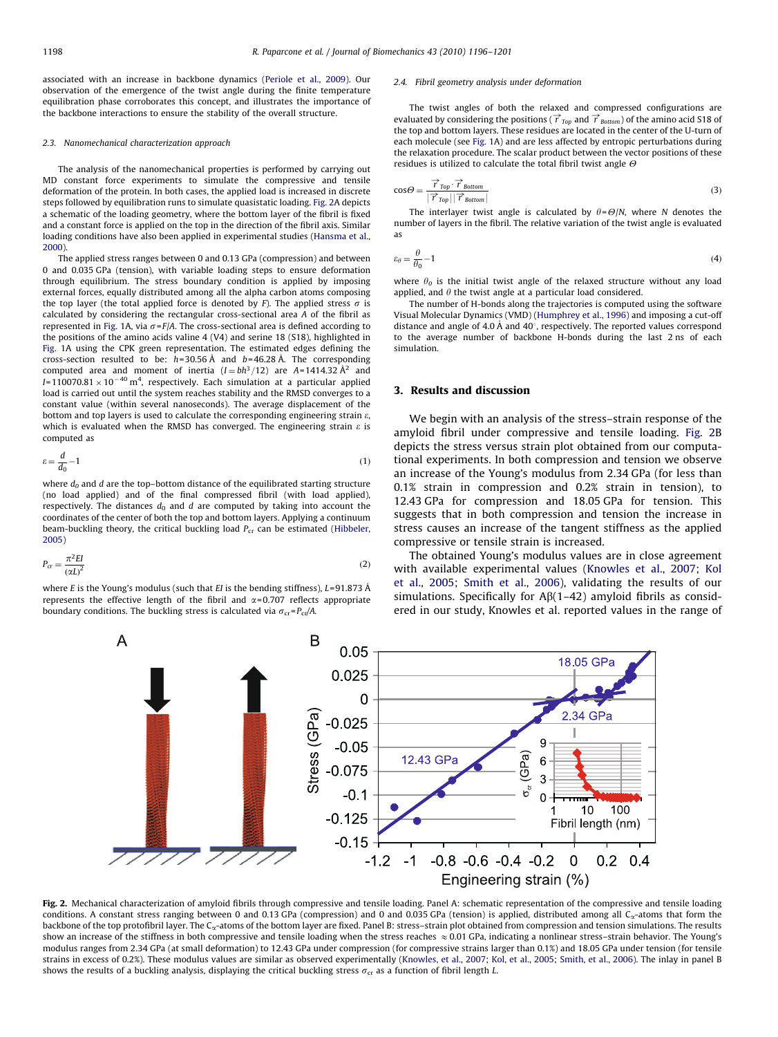associated with an increase in backbone dynamics (Periole et al., 2009). Our observation of the emergence of the twist angle during the finite temperature equilibration phase corroborates this concept, and illustrates the importance of the backbone interactions to ensure the stability of the overall structure.

### 2.3. Nanomechanical characterization approach

The analysis of the nanomechanical properties is performed by carrying out MD constant force experiments to simulate the compressive and tensile deformation of the protein. In both cases, the applied load is increased in discrete steps followed by equilibration runs to simulate quasistatic loading. Fig. 2A depicts a schematic of the loading geometry, where the bottom layer of the fibril is fixed and a constant force is applied on the top in the direction of the fibril axis. Similar loading conditions have also been applied in experimental studies (Hansma et al., 2000).

The applied stress ranges between 0 and 0.13 GPa (compression) and between 0 and 0.035 GPa (tension), with variable loading steps to ensure deformation through equilibrium. The stress boundary condition is applied by imposing external forces, equally distributed among all the alpha carbon atoms composing the top layer (the total applied force is denoted by $F$). The applied stress $\sigma$ is calculated by considering the rectangular cross-sectional area $A$ of the fibril as represented in Fig. 1A, via $\sigma = F/A$. The cross-sectional area is defined according to the positions of the amino acids valine 4 (V4) and serine 18 (S18), highlighted in Fig. 1A using the CPK green representation. The estimated edges defining the cross-section resulted to be: $h$=30.56 Å and $b$=46.28 Å. The corresponding computed area and moment of inertia ($I = bh^3/12$) are $A$=1414.32 Å$^2$ and $I$=110070.81 $\times 10^{-40}$ m$^4$, respectively. Each simulation at a particular applied load is carried out until the system reaches stability and the RMSD converges to a constant value (within several nanoseconds). The average displacement of the bottom and top layers is used to calculate the corresponding engineering strain $\varepsilon$, which is evaluated when the RMSD has converged. The engineering strain $\varepsilon$ is computed as

$$\varepsilon = \frac{d}{d_0} - 1 \tag{1}$$

where $d_0$ and $d$ are the top–bottom distance of the equilibrated starting structure (no load applied) and of the final compressed fibril (with load applied), respectively. The distances $d_0$ and $d$ are computed by taking into account the coordinates of the center of both the top and bottom layers. Applying a continuum beam-buckling theory, the critical buckling load $P_{cr}$ can be estimated (Hibbeler, 2005)

$$P_{cr} = \frac{\pi^2 EI}{(\alpha L)^2} \tag{2}$$

where $E$ is the Young's modulus (such that $EI$ is the bending stiffness), $L$=91.873 Å represents the effective length of the fibril and $\alpha$=0.707 reflects appropriate boundary conditions. The buckling stress is calculated via $\sigma_{cr} = P_{cr}/A$.

### 2.4. Fibril geometry analysis under deformation

The twist angles of both the relaxed and compressed configurations are evaluated by considering the positions ($\vec{r}_{Top}$ and $\vec{r}_{Bottom}$) of the amino acid S18 of the top and bottom layers. These residues are located in the center of the U-turn of each molecule (see Fig. 1A) and are less affected by entropic perturbations during the relaxation procedure. The scalar product between the vector positions of these residues is utilized to calculate the total fibril twist angle $\Theta$

$$\cos\Theta = \frac{\vec{r}_{Top} \cdot \vec{r}_{Bottom}}{|\vec{r}_{Top}||\vec{r}_{Bottom}|} \tag{3}$$

The interlayer twist angle is calculated by $\theta = \Theta/N$, where $N$ denotes the number of layers in the fibril. The relative variation of the twist angle is evaluated as

$$\varepsilon_\theta = \frac{\theta}{\theta_0} - 1 \tag{4}$$

where $\theta_0$ is the initial twist angle of the relaxed structure without any load applied, and $\theta$ the twist angle at a particular load considered.

The number of H-bonds along the trajectories is computed using the software Visual Molecular Dynamics (VMD) (Humphrey et al., 1996) and imposing a cut-off distance and angle of 4.0 Å and 40°, respectively. The reported values correspond to the average number of backbone H-bonds during the last 2 ns of each simulation.

## 3. Results and discussion

We begin with an analysis of the stress–strain response of the amyloid fibril under compressive and tensile loading. Fig. 2B depicts the stress versus strain plot obtained from our computational experiments. In both compression and tension we observe an increase of the Young's modulus from 2.34 GPa (for less than 0.1% strain in compression and 0.2% strain in tension), to 12.43 GPa for compression and 18.05 GPa for tension. This suggests that in both compression and tension the increase in stress causes an increase of the tangent stiffness as the applied compressive or tensile strain is increased.

The obtained Young's modulus values are in close agreement with available experimental values (Knowles et al., 2007; Kol et al., 2005; Smith et al., 2006), validating the results of our simulations. Specifically for Aβ(1–42) amyloid fibrils as considered in our study, Knowles et al. reported values in the range of

Fig. 2. Mechanical characterization of amyloid fibrils through compressive and tensile loading. Panel A: schematic representation of the compressive and tensile loading conditions. A constant stress ranging between 0 and 0.13 GPa (compression) and 0 and 0.035 GPa (tension) is applied, distributed among all $C_\alpha$-atoms that form the backbone of the top protofibril layer. The $C_\alpha$-atoms of the bottom layer are fixed. Panel B: stress–strain plot obtained from compression and tension simulations. The results show an increase of the stiffness in both compressive and tensile loading when the stress reaches ≈ 0.01 GPa, indicating a nonlinear stress–strain behavior. The Young's modulus ranges from 2.34 GPa (at small deformation) to 12.43 GPa under compression (for compressive strains larger than 0.1%) and 18.05 GPa under tension (for tensile strains in excess of 0.2%). These modulus values are similar as observed experimentally (Knowles, et al., 2007; Kol, et al., 2005; Smith, et al., 2006). The inlay in panel B shows the results of a buckling analysis, displaying the critical buckling stress $\sigma_{cr}$ as a function of fibril length $L$.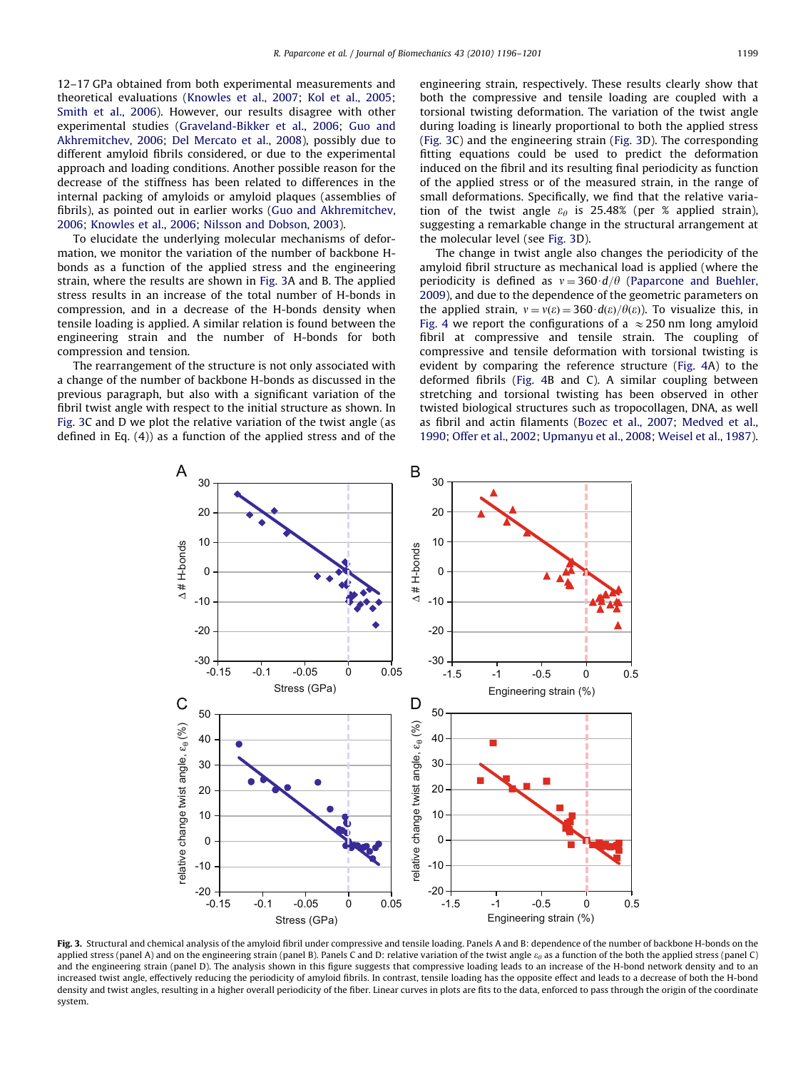12–17 GPa obtained from both experimental measurements and theoretical evaluations (Knowles et al., 2007; Kol et al., 2005; Smith et al., 2006). However, our results disagree with other experimental studies (Graveland-Bikker et al., 2006; Guo and Akhremitchev, 2006; Del Mercato et al., 2008), possibly due to different amyloid fibrils considered, or due to the experimental approach and loading conditions. Another possible reason for the decrease of the stiffness has been related to differences in the internal packing of amyloids or amyloid plaques (assemblies of fibrils), as pointed out in earlier works (Guo and Akhremitchev, 2006; Knowles et al., 2006; Nilsson and Dobson, 2003).

To elucidate the underlying molecular mechanisms of deformation, we monitor the variation of the number of backbone H-bonds as a function of the applied stress and the engineering strain, where the results are shown in Fig. 3A and B. The applied stress results in an increase of the total number of H-bonds in compression, and in a decrease of the H-bonds density when tensile loading is applied. A similar relation is found between the engineering strain and the number of H-bonds for both compression and tension.

The rearrangement of the structure is not only associated with a change of the number of backbone H-bonds as discussed in the previous paragraph, but also with a significant variation of the fibril twist angle with respect to the initial structure as shown. In Fig. 3C and D we plot the relative variation of the twist angle (as defined in Eq. (4)) as a function of the applied stress and of the engineering strain, respectively. These results clearly show that both the compressive and tensile loading are coupled with a torsional twisting deformation. The variation of the twist angle during loading is linearly proportional to both the applied stress (Fig. 3C) and the engineering strain (Fig. 3D). The corresponding fitting equations could be used to predict the deformation induced on the fibril and its resulting final periodicity as function of the applied stress or of the measured strain, in the range of small deformations. Specifically, we find that the relative variation of the twist angle $\varepsilon_\theta$ is 25.48% (per % applied strain), suggesting a remarkable change in the structural arrangement at the molecular level (see Fig. 3D).

The change in twist angle also changes the periodicity of the amyloid fibril structure as mechanical load is applied (where the periodicity is defined as $v = 360 \cdot d/\theta$ (Paparcone and Buehler, 2009), and due to the dependence of the geometric parameters on the applied strain, $v = v(\varepsilon) = 360 \cdot d(\varepsilon)/\theta(\varepsilon)$). To visualize this, in Fig. 4 we report the configurations of a $\approx 250$ nm long amyloid fibril at compressive and tensile strain. The coupling of compressive and tensile deformation with torsional twisting is evident by comparing the reference structure (Fig. 4A) to the deformed fibrils (Fig. 4B and C). A similar coupling between stretching and torsional twisting has been observed in other twisted biological structures such as tropocollagen, DNA, as well as fibril and actin filaments (Bozec et al., 2007; Medved et al., 1990; Offer et al., 2002; Upmanyu et al., 2008; Weisel et al., 1987).

**Fig. 3.** Structural and chemical analysis of the amyloid fibril under compressive and tensile loading. Panels A and B: dependence of the number of backbone H-bonds on the applied stress (panel A) and on the engineering strain (panel B). Panels C and D: relative variation of the twist angle $\varepsilon_\theta$ as a function of the both the applied stress (panel C) and the engineering strain (panel D). The analysis shown in this figure suggests that compressive loading leads to an increase of the H-bond network density and to an increased twist angle, effectively reducing the periodicity of amyloid fibrils. In contrast, tensile loading has the opposite effect and leads to a decrease of both the H-bond density and twist angles, resulting in a higher overall periodicity of the fiber. Linear curves in plots are fits to the data, enforced to pass through the origin of the coordinate system.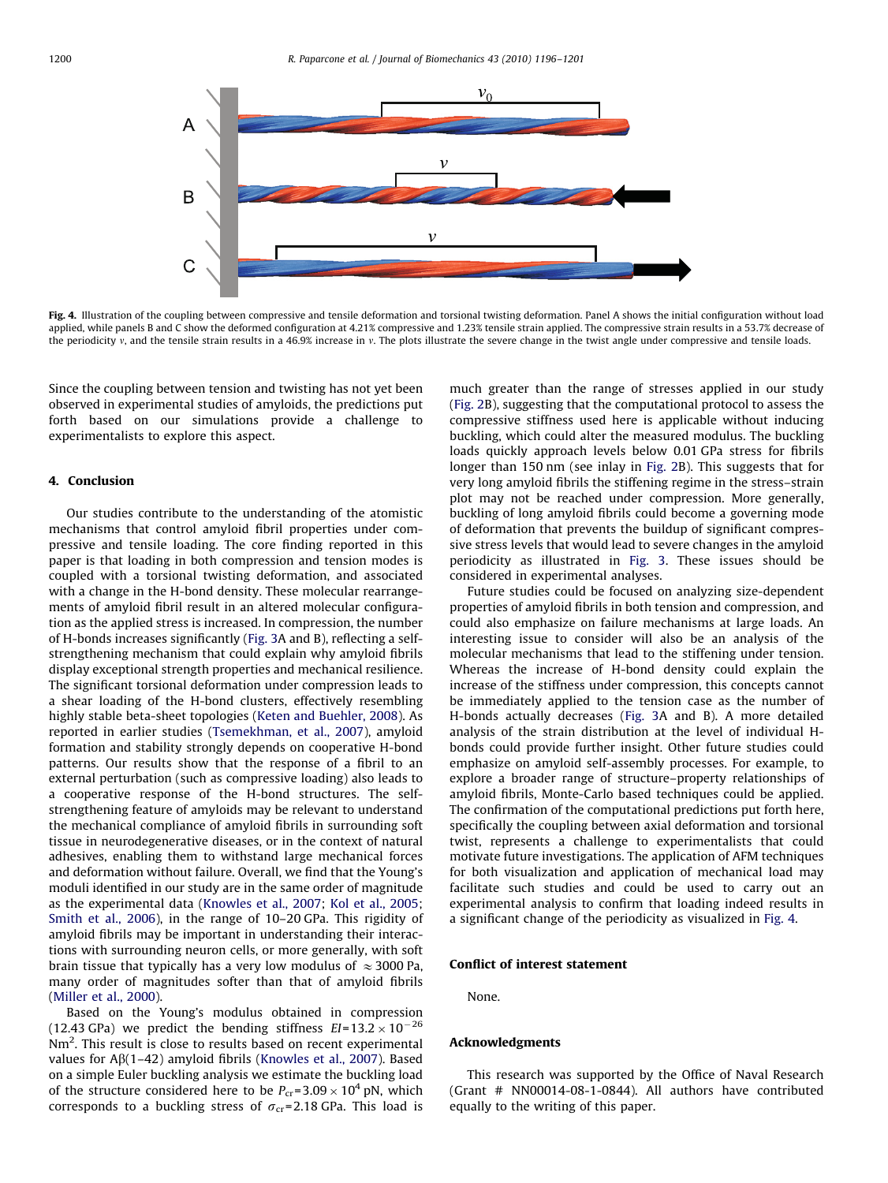A

$v_0$

B

$v$

C

$v$

Fig. 4. Illustration of the coupling between compressive and tensile deformation and torsional twisting deformation. Panel A shows the initial configuration without load applied, while panels B and C show the deformed configuration at 4.21% compressive and 1.23% tensile strain applied. The compressive strain results in a 53.7% decrease of the periodicity $v$, and the tensile strain results in a 46.9% increase in $v$. The plots illustrate the severe change in the twist angle under compressive and tensile loads.

Since the coupling between tension and twisting has not yet been observed in experimental studies of amyloids, the predictions put forth based on our simulations provide a challenge to experimentalists to explore this aspect.

## 4. Conclusion

Our studies contribute to the understanding of the atomistic mechanisms that control amyloid fibril properties under compressive and tensile loading. The core finding reported in this paper is that loading in both compression and tension modes is coupled with a torsional twisting deformation, and associated with a change in the H-bond density. These molecular rearrangements of amyloid fibril result in an altered molecular configuration as the applied stress is increased. In compression, the number of H-bonds increases significantly (Fig. 3A and B), reflecting a self-strengthening mechanism that could explain why amyloid fibrils display exceptional strength properties and mechanical resilience. The significant torsional deformation under compression leads to a shear loading of the H-bond clusters, effectively resembling highly stable beta-sheet topologies (Keten and Buehler, 2008). As reported in earlier studies (Tsemekhman, et al., 2007), amyloid formation and stability strongly depends on cooperative H-bond patterns. Our results show that the response of a fibril to an external perturbation (such as compressive loading) also leads to a cooperative response of the H-bond structures. The self-strengthening feature of amyloids may be relevant to understand the mechanical compliance of amyloid fibrils in surrounding soft tissue in neurodegenerative diseases, or in the context of natural adhesives, enabling them to withstand large mechanical forces and deformation without failure. Overall, we find that the Young's moduli identified in our study are in the same order of magnitude as the experimental data (Knowles et al., 2007; Kol et al., 2005; Smith et al., 2006), in the range of 10–20 GPa. This rigidity of amyloid fibrils may be important in understanding their interactions with surrounding neuron cells, or more generally, with soft brain tissue that typically has a very low modulus of $\approx 3000$ Pa, many order of magnitudes softer than that of amyloid fibrils (Miller et al., 2000).

Based on the Young's modulus obtained in compression (12.43 GPa) we predict the bending stiffness $EI = 13.2 \times 10^{-26}$ $\text{Nm}^2$. This result is close to results based on recent experimental values for Aβ(1–42) amyloid fibrils (Knowles et al., 2007). Based on a simple Euler buckling analysis we estimate the buckling load of the structure considered here to be $P_{cr} = 3.09 \times 10^4$ pN, which corresponds to a buckling stress of $\sigma_{cr} = 2.18$ GPa. This load is much greater than the range of stresses applied in our study (Fig. 2B), suggesting that the computational protocol to assess the compressive stiffness used here is applicable without inducing buckling, which could alter the measured modulus. The buckling loads quickly approach levels below 0.01 GPa stress for fibrils longer than 150 nm (see inlay in Fig. 2B). This suggests that for very long amyloid fibrils the stiffening regime in the stress–strain plot may not be reached under compression. More generally, buckling of long amyloid fibrils could become a governing mode of deformation that prevents the buildup of significant compressive stress levels that would lead to severe changes in the amyloid periodicity as illustrated in Fig. 3. These issues should be considered in experimental analyses.

Future studies could be focused on analyzing size-dependent properties of amyloid fibrils in both tension and compression, and could also emphasize on failure mechanisms at large loads. An interesting issue to consider will also be an analysis of the molecular mechanisms that lead to the stiffening under tension. Whereas the increase of H-bond density could explain the increase of the stiffness under compression, this concepts cannot be immediately applied to the tension case as the number of H-bonds actually decreases (Fig. 3A and B). A more detailed analysis of the strain distribution at the level of individual H-bonds could provide further insight. Other future studies could emphasize on amyloid self-assembly processes. For example, to explore a broader range of structure–property relationships of amyloid fibrils, Monte-Carlo based techniques could be applied. The confirmation of the computational predictions put forth here, specifically the coupling between axial deformation and torsional twist, represents a challenge to experimentalists that could motivate future investigations. The application of AFM techniques for both visualization and application of mechanical load may facilitate such studies and could be used to carry out an experimental analysis to confirm that loading indeed results in a significant change of the periodicity as visualized in Fig. 4.

### Conflict of interest statement

None.

### Acknowledgments

This research was supported by the Office of Naval Research (Grant # NN00014-08-1-0844). All authors have contributed equally to the writing of this paper.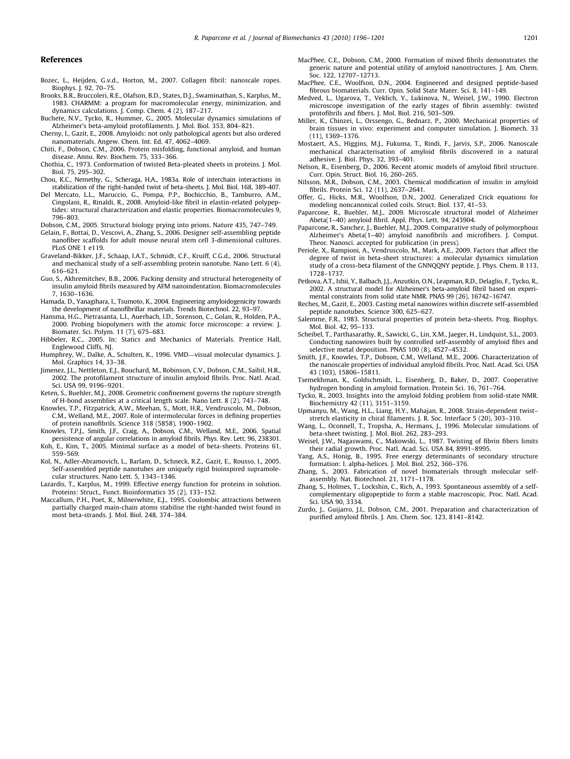## References

Bozec, L., Heijden, G.v.d., Horton, M., 2007. Collagen fibril: nanoscale ropes. Biophys. J. 92, 70–75.

Brooks, B.R., Bruccoleri, R.E., Olafson, B.D., States, D.J., Swaminathan, S., Karplus, M., 1983. CHARMM: a program for macromolecular energy, minimization, and dynamics calculations. J. Comp. Chem. 4 (2), 187–217.

Buchete, N.V., Tycko, R., Hummer, G., 2005. Molecular dynamics simulations of Alzheimer's beta-amyloid protofilaments. J. Mol. Biol. 353, 804–821.

Cherny, I., Gazit, E., 2008. Amyloids: not only pathological agents but also ordered nanomaterials. Angew. Chem. Int. Ed. 47, 4062–4069.

Chiti, F., Dobson, C.M., 2006. Protein misfolding, functional amyloid, and human disease. Annu. Rev. Biochem. 75, 333–366.

Chothia, C., 1973. Conformation of twisted Beta-pleated sheets in proteins. J. Mol. Biol. 75, 295–302.

Chou, K.C., Nemethy, G., Scheraga, H.A., 1983a. Role of interchain interactions in stabilization of the right-handed twist of beta-sheets. J. Mol. Biol. 168, 389-407.

Del Mercato, L.L., Maruccio, G., Pompa, P.P., Bochicchio, B., Tamburro, A.M., Cingolani, R., Rinaldi, R., 2008. Amyloid-like fibril in elastin-related polypeptides: structural characterization and elastic properties. Biomacromolecules 9, 796–803.

Dobson, C.M., 2005. Structural biology prying into prions. Nature 435, 747–749.

Gelain, F., Bottai, D., Vescovi, A., Zhang, S., 2006. Designer self-assembling peptide nanofiber scaffolds for adult mouse neural stem cell 3-dimensional cultures. PLoS ONE 1 e119.

Graveland-Bikker, J.F., Schaap, I.A.T., Schmidt, C.F., Kruiff, C.G.d., 2006. Structural and mechanical study of a self-assembling protein nanotube. Nano Lett. 6 (4), 616–621.

Guo, S., Akhremitchev, B.B., 2006. Packing density and structural heterogeneity of insulin amyloid fibrils measured by AFM nanoindentation. Biomacromolecules 7, 1630–1636.

Hamada, D., Yanagihara, I., Tsumoto, K., 2004. Engineering amyloidogenicity towards the development of nanofibrillar materials. Trends Biotechnol. 22, 93–97.

Hansma, H.G., Pietrasanta, L.I., Auerbach, I.D., Sorenson, C., Golan, R., Holden, P.A., 2000. Probing biopolymers with the atomic force microscope: a review. J. Biomater. Sci. Polym. 11 (7), 675–683.

Hibbeler, R.C., 2005. In: Statics and Mechanics of Materials. Prentice Hall, Englewood Cliffs, NJ.

Humphrey, W., Dalke, A., Schulten, K., 1996. VMD—visual molecular dynamics. J. Mol. Graphics 14, 33–38.

Jimenez, J.L., Nettleton, E.J., Bouchard, M., Robinson, C.V., Dobson, C.M., Saibil, H.R., 2002. The protofilament structure of insulin amyloid fibrils. Proc. Natl. Acad. Sci. USA 99, 9196–9201.

Keten, S., Buehler, M.J., 2008. Geometric confinement governs the rupture strength of H-bond assemblies at a critical length scale. Nano Lett. 8 (2), 743–748.

Knowles, T.P., Fitzpatrick, A.W., Meehan, S., Mott, H.R., Vendruscolo, M., Dobson, C.M., Welland, M.E., 2007. Role of intermolecular forces in defining properties of protein nanofibrils. Science 318 (5858), 1900–1902.

Knowles, T.P.J., Smith, J.F., Craig, A., Dobson, C.M., Welland, M.E., 2006. Spatial persistence of angular correlations in amyloid fibrils. Phys. Rev. Lett. 96, 238301.

Koh, E., Kim, T., 2005. Minimal surface as a model of beta-sheets. Proteins 61, 559–569.

Kol, N., Adler-Abramovich, L., Barlam, D., Schneck, R.Z., Gazit, E., Rousso, I., 2005. Self-assembled peptide nanotubes are uniquely rigid bioinspired supramolecular structures. Nano Lett. 5, 1343–1346.

Lazardis, T., Karplus, M., 1999. Effective energy function for proteins in solution. Proteins: Struct., Funct. Bioinformatics 35 (2), 133–152.

Maccallum, P.H., Poet, R., Milnerwhite, E.J., 1995. Coulombic attractions between partially charged main-chain atoms stabilise the right-handed twist found in most beta-strands. J. Mol. Biol. 248, 374–384.

MacPhee, C.E., Dobson, C.M., 2000. Formation of mixed fibrils demonstrates the generic nature and potential utility of amyloid nanostructures. J. Am. Chem. Soc. 122, 12707–12713.

MacPhee, C.E., Woolfson, D.N., 2004. Engineered and designed peptide-based fibrous biomaterials. Curr. Opin. Solid State Mater. Sci. 8, 141–149.

Medved, L., Ugarova, T., Veklich, Y., Lukinova, N., Weisel, J.W., 1990. Electron microscope investigation of the early stages of fibrin assembly: twisted protofibrils and fibers. J. Mol. Biol. 216, 503–509.

Miller, K., Chinzei, L., Orssengo, G., Bednarz, P., 2000. Mechanical properties of brain tissues in vivo: experiment and computer simulation. J. Biomech. 33 (11), 1369–1376.

Mostaert, A.S., Higgins, M.J., Fukuma, T., Rindi, F., Jarvis, S.P., 2006. Nanoscale mechanical characterisation of amyloid fibrils discovered in a natural adhesive. J. Biol. Phys. 32, 393–401.

Nelson, R., Eisenberg, D., 2006. Recent atomic models of amyloid fibril structure. Curr. Opin. Struct. Biol. 16, 260–265.

Nilsson, M.R., Dobson, C.M., 2003. Chemical modification of insulin in amyloid fibrils. Protein Sci. 12 (11), 2637–2641.

Offer, G., Hicks, M.R., Woolfson, D.N., 2002. Generalized Crick equations for modeling noncanonical coiled coils. Struct. Biol. 137, 41–53.

Paparcone, R., Buehler, M.J., 2009. Microscale structural model of Alzheimer Abeta(1–40) amyloid fibril. Appl. Phys. Lett. 94, 243904.

Paparcone, R., Sanchez, J., Buehler, M.J., 2009. Comparative study of polymorphous Alzheimer's Abeta(1–40) amyloid nanofibrils and microfibers. J. Comput. Theor. Nanosci. accepted for publication (in press).

Periole, X., Rampioni, A., Vendruscolo, M., Mark, A.E., 2009. Factors that affect the degree of twist in beta-sheet structures: a molecular dynamics simulation study of a cross-beta filament of the GNNQQNY peptide. J. Phys. Chem. B 113, 1728–1737.

Petkova, A.T., Ishii, Y., Balbach, J.J., Anzutkin, O.N., Leapman, R.D., Delaglio, F., Tycko, R., 2002. A structural model for Alzheimer's beta-amyloid fibril based on experimental constraints from solid state NMR. PNAS 99 (26), 16742–16747.

Reches, M., Gazit, E., 2003. Casting metal nanowires within discrete self-assembled peptide nanotubes. Science 300, 625–627.

Salemme, F.R., 1983. Structural properties of protein beta-sheets. Prog. Biophys. Mol. Biol. 42, 95–133.

Scheibel, T., Parthasarathy, R., Sawicki, G., Lin, X.M., Jaeger, H., Lindquist, S.L., 2003. Conducting nanowires built by controlled self-assembly of amyloid fibrs and selective metal deposition. PNAS 100 (8), 4527–4532.

Smith, J.F., Knowles, T.P., Dobson, C.M., Welland, M.E., 2006. Characterization of the nanoscale properties of individual amyloid fibrils. Proc. Natl. Acad. Sci. USA 43 (103), 15806–15811.

Tsemekhman, K., Goldschmidt, L., Eisenberg, D., Baker, D., 2007. Cooperative hydrogen bonding in amyloid formation. Protein Sci. 16, 761–764.

Tycko, R., 2003. Insights into the amyloid folding problem from solid-state NMR. Biochemistry 42 (11), 3151–3159.

Upmanyu, M., Wang, H.L., Liang, H.Y., Mahajan, R., 2008. Strain-dependent twist–stretch elasticity in chiral filaments. J. R. Soc. Interface 5 (20), 303–310.

Wang, L., Oconnell, T., Tropsha, A., Hermans, J., 1996. Molecular simulations of beta-sheet twisting. J. Mol. Biol. 262, 283–293.

Weisel, J.W., Nagaswami, C., Makowski, L., 1987. Twisting of fibrin fibers limits their radial growth. Proc. Natl. Acad. Sci. USA 84, 8991–8995.

Yang, A.S., Honig, B., 1995. Free energy determinants of secondary structure formation: I. alpha-helices. J. Mol. Biol. 252, 366–376.

Zhang, S., 2003. Fabrication of novel biomaterials through molecular self-assembly. Nat. Biotechnol. 21, 1171–1178.

Zhang, S., Holmes, T., Lockshin, C., Rich, A., 1993. Spontaneous assembly of a self-complementary oligopeptide to form a stable macroscopic. Proc. Natl. Acad. Sci. USA 90, 3334.

Zurdo, J., Guijarro, J.I., Dobson, C.M., 2001. Preparation and characterization of purified amyloid fibrils. J. Am. Chem. Soc. 123, 8141–8142.